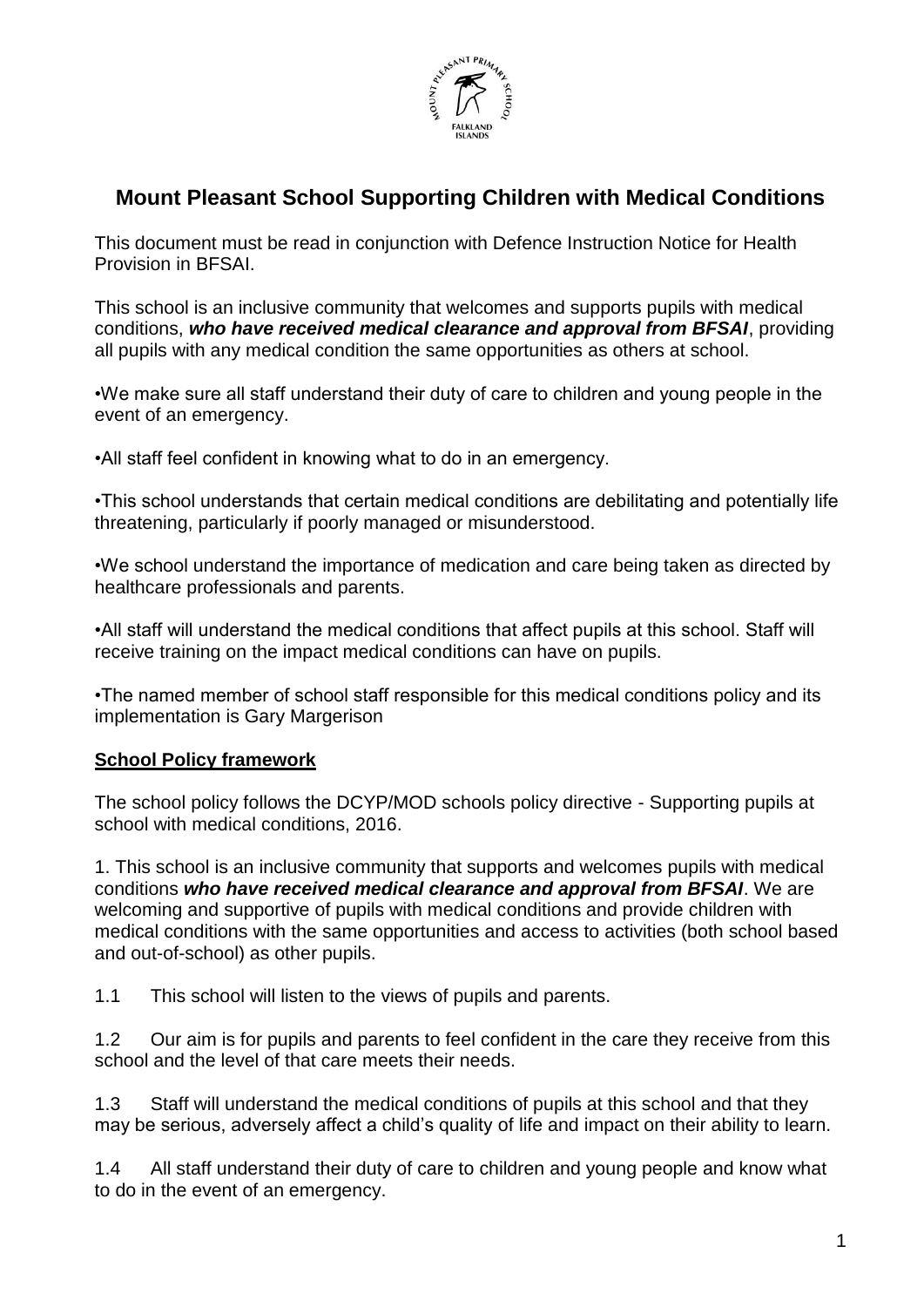# Mount Pleasant School Supporting Children with Medical Conditions

This document must be read in conjunction with Defence Instruction Notice for Health Provision in BFSAI.

This school is an inclusive community that welcomes and supports pupils with medical conditions, ***who have received medical clearance and approval from BFSAI***, providing all pupils with any medical condition the same opportunities as others at school.

•We make sure all staff understand their duty of care to children and young people in the event of an emergency.

•All staff feel confident in knowing what to do in an emergency.

•This school understands that certain medical conditions are debilitating and potentially life threatening, particularly if poorly managed or misunderstood.

•We school understand the importance of medication and care being taken as directed by healthcare professionals and parents.

•All staff will understand the medical conditions that affect pupils at this school. Staff will receive training on the impact medical conditions can have on pupils.

•The named member of school staff responsible for this medical conditions policy and its implementation is Gary Margerison

## School Policy framework

The school policy follows the DCYP/MOD schools policy directive - Supporting pupils at school with medical conditions, 2016.

1. This school is an inclusive community that supports and welcomes pupils with medical conditions ***who have received medical clearance and approval from BFSAI***. We are welcoming and supportive of pupils with medical conditions and provide children with medical conditions with the same opportunities and access to activities (both school based and out-of-school) as other pupils.

1.1 This school will listen to the views of pupils and parents.

1.2 Our aim is for pupils and parents to feel confident in the care they receive from this school and the level of that care meets their needs.

1.3 Staff will understand the medical conditions of pupils at this school and that they may be serious, adversely affect a child's quality of life and impact on their ability to learn.

1.4 All staff understand their duty of care to children and young people and know what to do in the event of an emergency.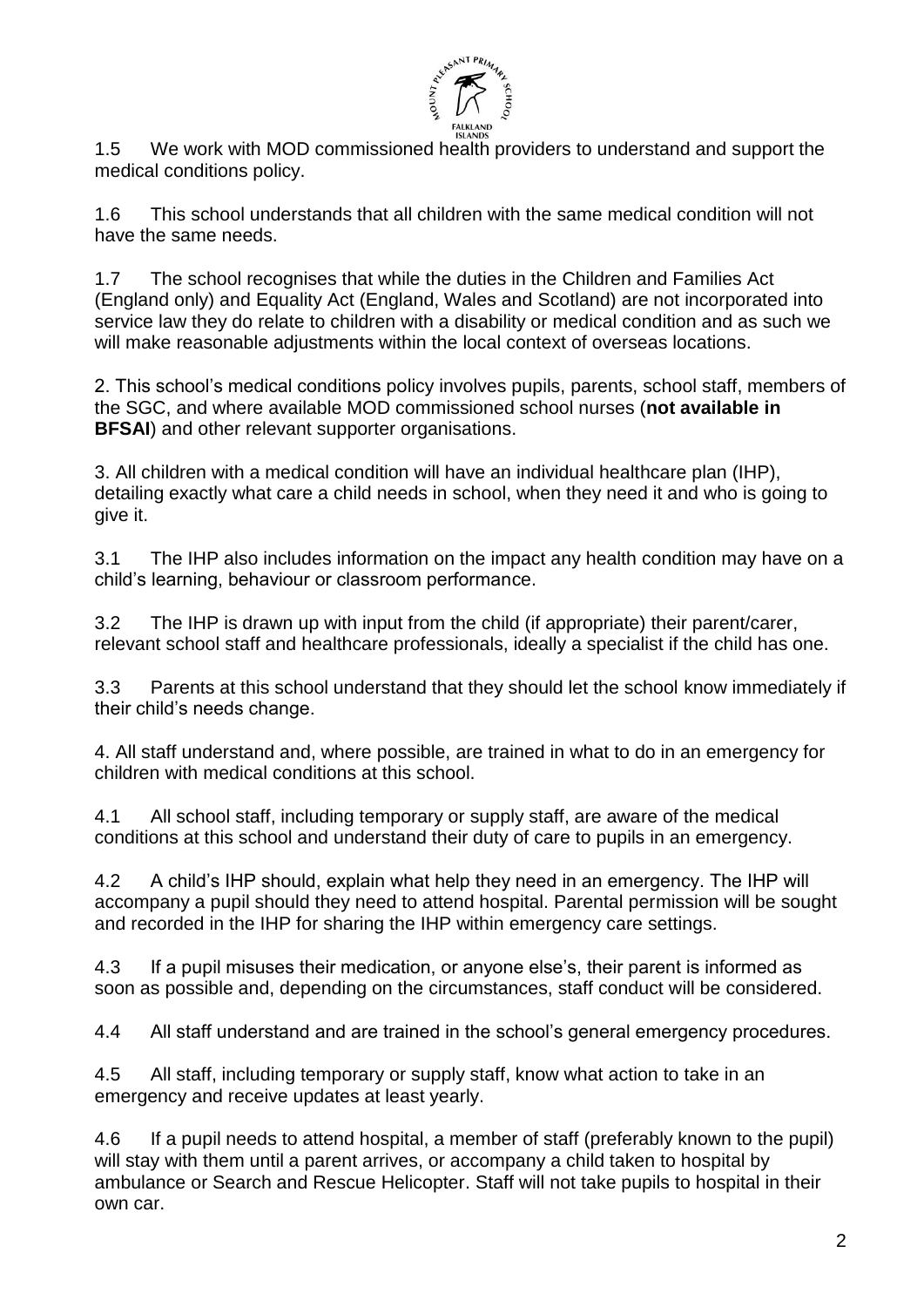1.5 We work with MOD commissioned health providers to understand and support the medical conditions policy.

1.6 This school understands that all children with the same medical condition will not have the same needs.

1.7 The school recognises that while the duties in the Children and Families Act (England only) and Equality Act (England, Wales and Scotland) are not incorporated into service law they do relate to children with a disability or medical condition and as such we will make reasonable adjustments within the local context of overseas locations.

2. This school's medical conditions policy involves pupils, parents, school staff, members of the SGC, and where available MOD commissioned school nurses (**not available in BFSAI**) and other relevant supporter organisations.

3. All children with a medical condition will have an individual healthcare plan (IHP), detailing exactly what care a child needs in school, when they need it and who is going to give it.

3.1 The IHP also includes information on the impact any health condition may have on a child's learning, behaviour or classroom performance.

3.2 The IHP is drawn up with input from the child (if appropriate) their parent/carer, relevant school staff and healthcare professionals, ideally a specialist if the child has one.

3.3 Parents at this school understand that they should let the school know immediately if their child's needs change.

4. All staff understand and, where possible, are trained in what to do in an emergency for children with medical conditions at this school.

4.1 All school staff, including temporary or supply staff, are aware of the medical conditions at this school and understand their duty of care to pupils in an emergency.

4.2 A child's IHP should, explain what help they need in an emergency. The IHP will accompany a pupil should they need to attend hospital. Parental permission will be sought and recorded in the IHP for sharing the IHP within emergency care settings.

4.3 If a pupil misuses their medication, or anyone else's, their parent is informed as soon as possible and, depending on the circumstances, staff conduct will be considered.

4.4 All staff understand and are trained in the school's general emergency procedures.

4.5 All staff, including temporary or supply staff, know what action to take in an emergency and receive updates at least yearly.

4.6 If a pupil needs to attend hospital, a member of staff (preferably known to the pupil) will stay with them until a parent arrives, or accompany a child taken to hospital by ambulance or Search and Rescue Helicopter. Staff will not take pupils to hospital in their own car.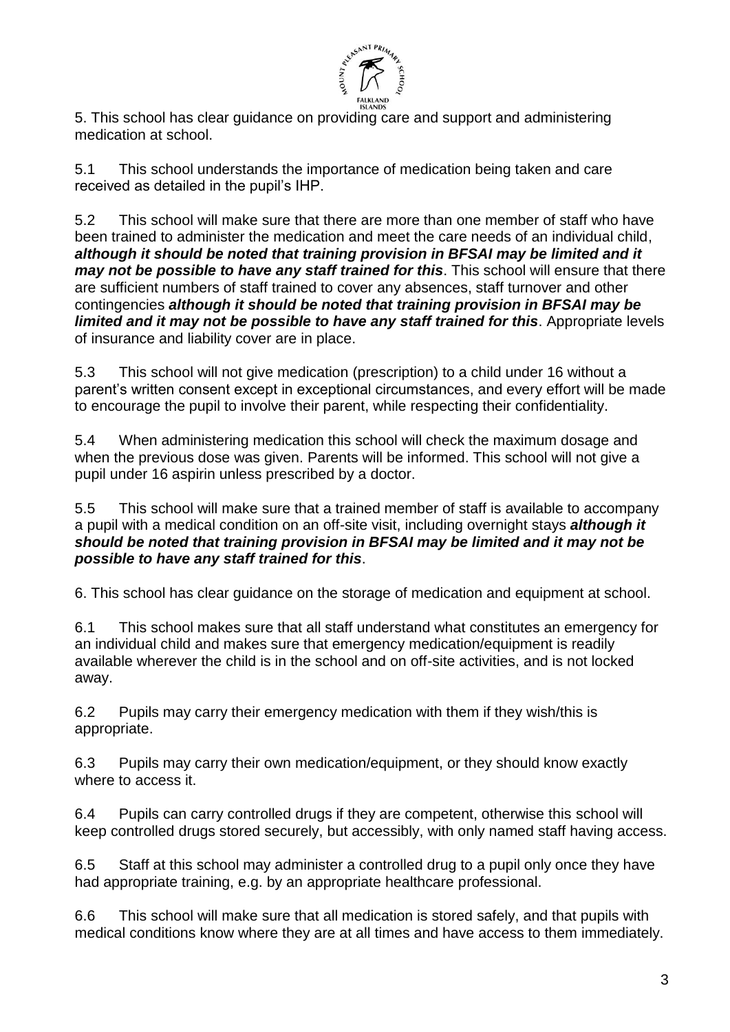5. This school has clear guidance on providing care and support and administering medication at school.

5.1 This school understands the importance of medication being taken and care received as detailed in the pupil's IHP.

5.2 This school will make sure that there are more than one member of staff who have been trained to administer the medication and meet the care needs of an individual child, ***although it should be noted that training provision in BFSAI may be limited and it may not be possible to have any staff trained for this***. This school will ensure that there are sufficient numbers of staff trained to cover any absences, staff turnover and other contingencies ***although it should be noted that training provision in BFSAI may be limited and it may not be possible to have any staff trained for this***. Appropriate levels of insurance and liability cover are in place.

5.3 This school will not give medication (prescription) to a child under 16 without a parent's written consent except in exceptional circumstances, and every effort will be made to encourage the pupil to involve their parent, while respecting their confidentiality.

5.4 When administering medication this school will check the maximum dosage and when the previous dose was given. Parents will be informed. This school will not give a pupil under 16 aspirin unless prescribed by a doctor.

5.5 This school will make sure that a trained member of staff is available to accompany a pupil with a medical condition on an off-site visit, including overnight stays ***although it should be noted that training provision in BFSAI may be limited and it may not be possible to have any staff trained for this***.

6. This school has clear guidance on the storage of medication and equipment at school.

6.1 This school makes sure that all staff understand what constitutes an emergency for an individual child and makes sure that emergency medication/equipment is readily available wherever the child is in the school and on off-site activities, and is not locked away.

6.2 Pupils may carry their emergency medication with them if they wish/this is appropriate.

6.3 Pupils may carry their own medication/equipment, or they should know exactly where to access it.

6.4 Pupils can carry controlled drugs if they are competent, otherwise this school will keep controlled drugs stored securely, but accessibly, with only named staff having access.

6.5 Staff at this school may administer a controlled drug to a pupil only once they have had appropriate training, e.g. by an appropriate healthcare professional.

6.6 This school will make sure that all medication is stored safely, and that pupils with medical conditions know where they are at all times and have access to them immediately.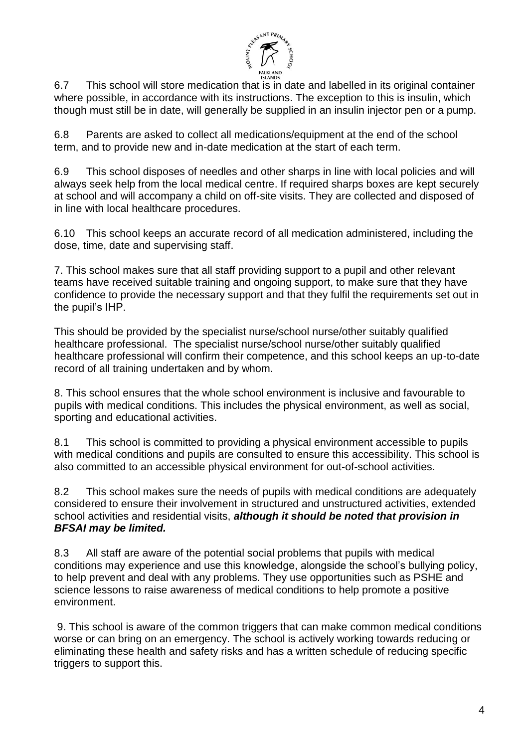6.7 This school will store medication that is in date and labelled in its original container where possible, in accordance with its instructions. The exception to this is insulin, which though must still be in date, will generally be supplied in an insulin injector pen or a pump.

6.8 Parents are asked to collect all medications/equipment at the end of the school term, and to provide new and in-date medication at the start of each term.

6.9 This school disposes of needles and other sharps in line with local policies and will always seek help from the local medical centre. If required sharps boxes are kept securely at school and will accompany a child on off-site visits. They are collected and disposed of in line with local healthcare procedures.

6.10 This school keeps an accurate record of all medication administered, including the dose, time, date and supervising staff.

7. This school makes sure that all staff providing support to a pupil and other relevant teams have received suitable training and ongoing support, to make sure that they have confidence to provide the necessary support and that they fulfil the requirements set out in the pupil's IHP.

This should be provided by the specialist nurse/school nurse/other suitably qualified healthcare professional. The specialist nurse/school nurse/other suitably qualified healthcare professional will confirm their competence, and this school keeps an up-to-date record of all training undertaken and by whom.

8. This school ensures that the whole school environment is inclusive and favourable to pupils with medical conditions. This includes the physical environment, as well as social, sporting and educational activities.

8.1 This school is committed to providing a physical environment accessible to pupils with medical conditions and pupils are consulted to ensure this accessibility. This school is also committed to an accessible physical environment for out-of-school activities.

8.2 This school makes sure the needs of pupils with medical conditions are adequately considered to ensure their involvement in structured and unstructured activities, extended school activities and residential visits, ***although it should be noted that provision in BFSAI may be limited.***

8.3 All staff are aware of the potential social problems that pupils with medical conditions may experience and use this knowledge, alongside the school's bullying policy, to help prevent and deal with any problems. They use opportunities such as PSHE and science lessons to raise awareness of medical conditions to help promote a positive environment.

9. This school is aware of the common triggers that can make common medical conditions worse or can bring on an emergency. The school is actively working towards reducing or eliminating these health and safety risks and has a written schedule of reducing specific triggers to support this.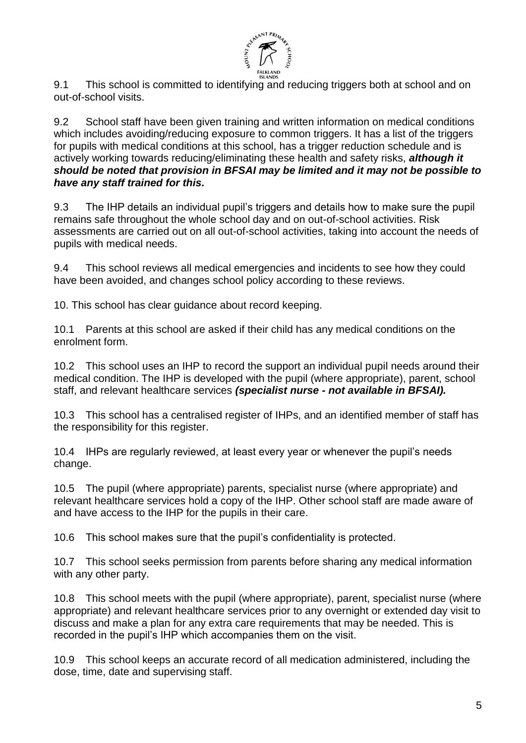9.1 This school is committed to identifying and reducing triggers both at school and on out-of-school visits.

9.2 School staff have been given training and written information on medical conditions which includes avoiding/reducing exposure to common triggers. It has a list of the triggers for pupils with medical conditions at this school, has a trigger reduction schedule and is actively working towards reducing/eliminating these health and safety risks, ***although it should be noted that provision in BFSAI may be limited and it may not be possible to have any staff trained for this.***

9.3 The IHP details an individual pupil's triggers and details how to make sure the pupil remains safe throughout the whole school day and on out-of-school activities. Risk assessments are carried out on all out-of-school activities, taking into account the needs of pupils with medical needs.

9.4 This school reviews all medical emergencies and incidents to see how they could have been avoided, and changes school policy according to these reviews.

10. This school has clear guidance about record keeping.

10.1 Parents at this school are asked if their child has any medical conditions on the enrolment form.

10.2 This school uses an IHP to record the support an individual pupil needs around their medical condition. The IHP is developed with the pupil (where appropriate), parent, school staff, and relevant healthcare services ***(specialist nurse - not available in BFSAI).***

10.3 This school has a centralised register of IHPs, and an identified member of staff has the responsibility for this register.

10.4 IHPs are regularly reviewed, at least every year or whenever the pupil's needs change.

10.5 The pupil (where appropriate) parents, specialist nurse (where appropriate) and relevant healthcare services hold a copy of the IHP. Other school staff are made aware of and have access to the IHP for the pupils in their care.

10.6 This school makes sure that the pupil's confidentiality is protected.

10.7 This school seeks permission from parents before sharing any medical information with any other party.

10.8 This school meets with the pupil (where appropriate), parent, specialist nurse (where appropriate) and relevant healthcare services prior to any overnight or extended day visit to discuss and make a plan for any extra care requirements that may be needed. This is recorded in the pupil's IHP which accompanies them on the visit.

10.9 This school keeps an accurate record of all medication administered, including the dose, time, date and supervising staff.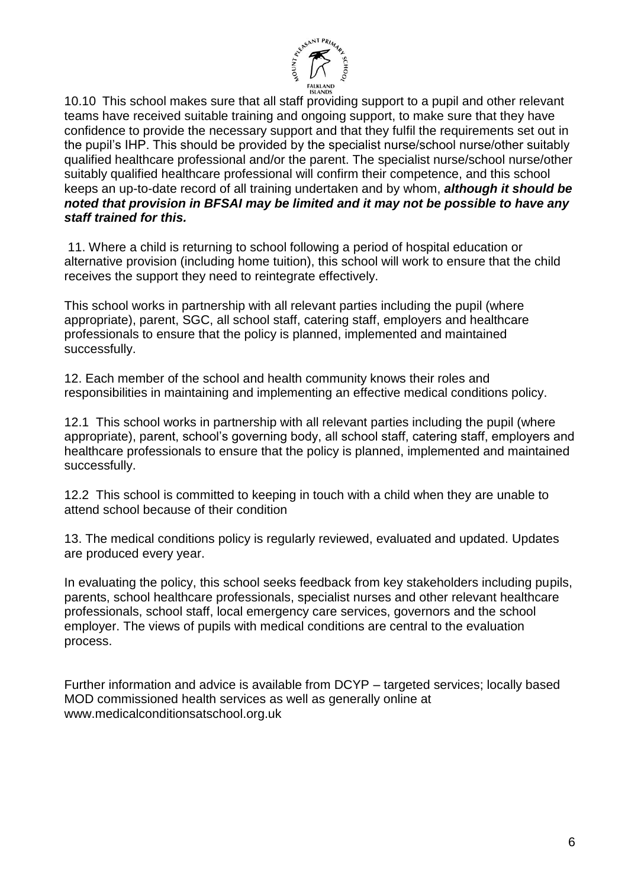10.10 This school makes sure that all staff providing support to a pupil and other relevant teams have received suitable training and ongoing support, to make sure that they have confidence to provide the necessary support and that they fulfil the requirements set out in the pupil's IHP. This should be provided by the specialist nurse/school nurse/other suitably qualified healthcare professional and/or the parent. The specialist nurse/school nurse/other suitably qualified healthcare professional will confirm their competence, and this school keeps an up-to-date record of all training undertaken and by whom, ***although it should be noted that provision in BFSAI may be limited and it may not be possible to have any staff trained for this.***

11. Where a child is returning to school following a period of hospital education or alternative provision (including home tuition), this school will work to ensure that the child receives the support they need to reintegrate effectively.

This school works in partnership with all relevant parties including the pupil (where appropriate), parent, SGC, all school staff, catering staff, employers and healthcare professionals to ensure that the policy is planned, implemented and maintained successfully.

12. Each member of the school and health community knows their roles and responsibilities in maintaining and implementing an effective medical conditions policy.

12.1 This school works in partnership with all relevant parties including the pupil (where appropriate), parent, school's governing body, all school staff, catering staff, employers and healthcare professionals to ensure that the policy is planned, implemented and maintained successfully.

12.2 This school is committed to keeping in touch with a child when they are unable to attend school because of their condition

13. The medical conditions policy is regularly reviewed, evaluated and updated. Updates are produced every year.

In evaluating the policy, this school seeks feedback from key stakeholders including pupils, parents, school healthcare professionals, specialist nurses and other relevant healthcare professionals, school staff, local emergency care services, governors and the school employer. The views of pupils with medical conditions are central to the evaluation process.

Further information and advice is available from DCYP – targeted services; locally based MOD commissioned health services as well as generally online at www.medicalconditionsatschool.org.uk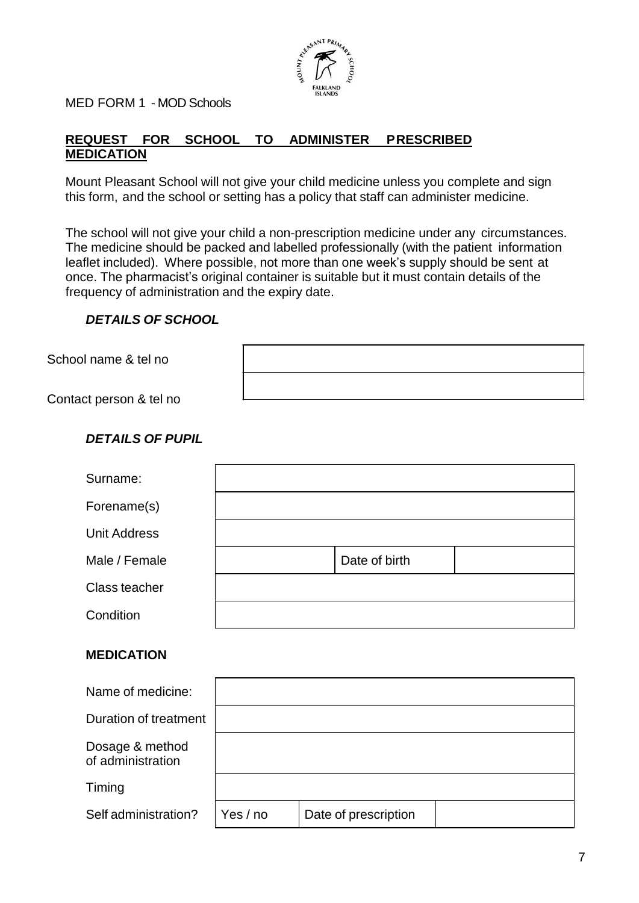MED FORM 1 - MOD Schools

## REQUEST FOR SCHOOL TO ADMINISTER PRESCRIBED MEDICATION

Mount Pleasant School will not give your child medicine unless you complete and sign this form, and the school or setting has a policy that staff can administer medicine.

The school will not give your child a non-prescription medicine under any circumstances. The medicine should be packed and labelled professionally (with the patient information leaflet included). Where possible, not more than one week's supply should be sent at once. The pharmacist's original container is suitable but it must contain details of the frequency of administration and the expiry date.

### *DETAILS OF SCHOOL*

| | |
|---|---|
| School name & tel no | |
| Contact person & tel no | |

### *DETAILS OF PUPIL*

| | | | |
|---|---|---|---|
| Surname: | | | |
| Forename(s) | | | |
| Unit Address | | | |
| Male / Female | | Date of birth | |
| Class teacher | | | |
| Condition | | | |

### MEDICATION

| | | | |
|---|---|---|---|
| Name of medicine: | | | |
| Duration of treatment | | | |
| Dosage & method of administration | | | |
| Timing | | | |
| Self administration? | Yes / no | Date of prescription | |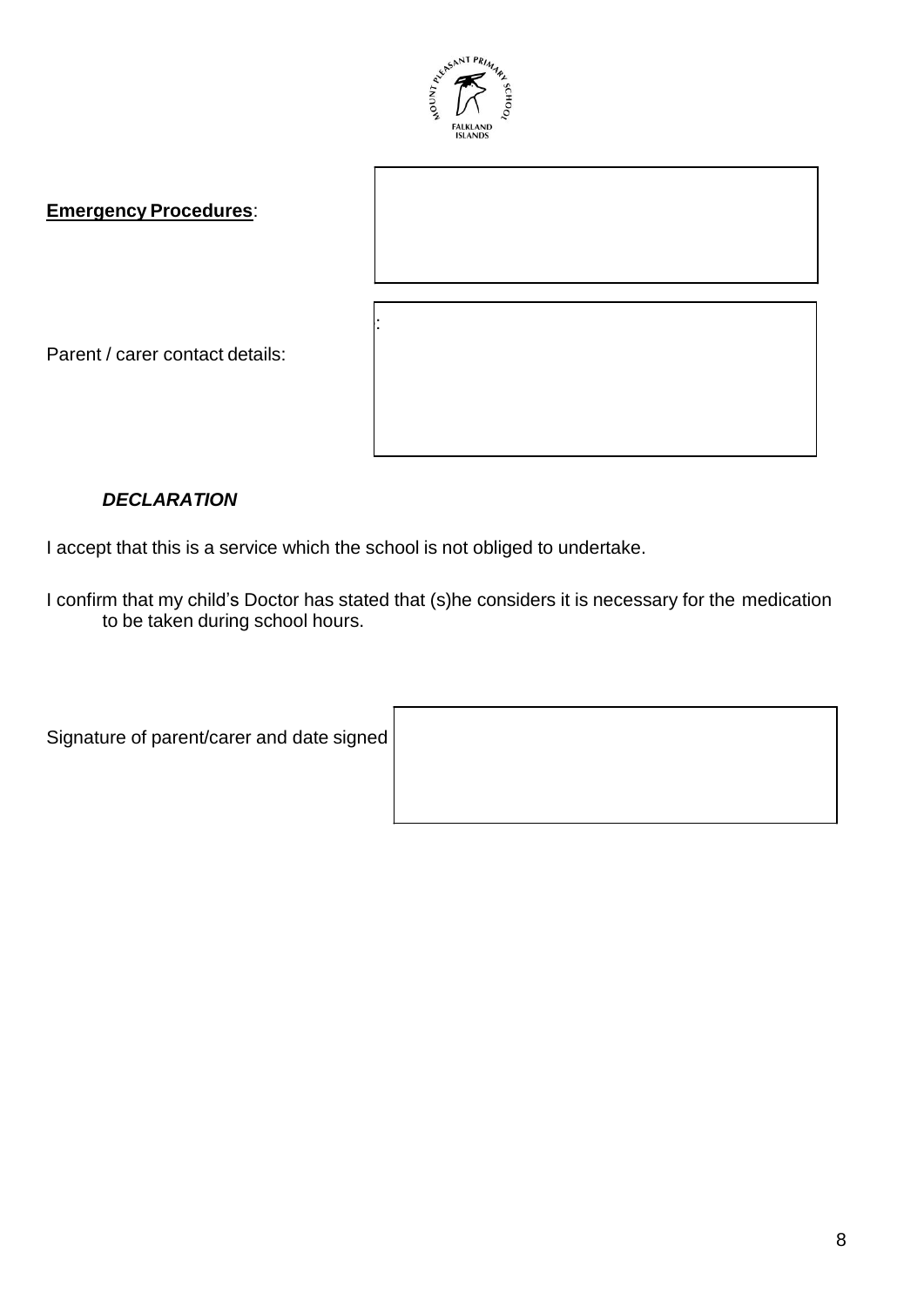**<u>Emergency Procedures</u>**:

| |
|---|
| |

Parent / carer contact details:

| |
|---|
| : |

***DECLARATION***

I accept that this is a service which the school is not obliged to undertake.

I confirm that my child's Doctor has stated that (s)he considers it is necessary for the medication to be taken during school hours.

Signature of parent/carer and date signed

| |
|---|
| |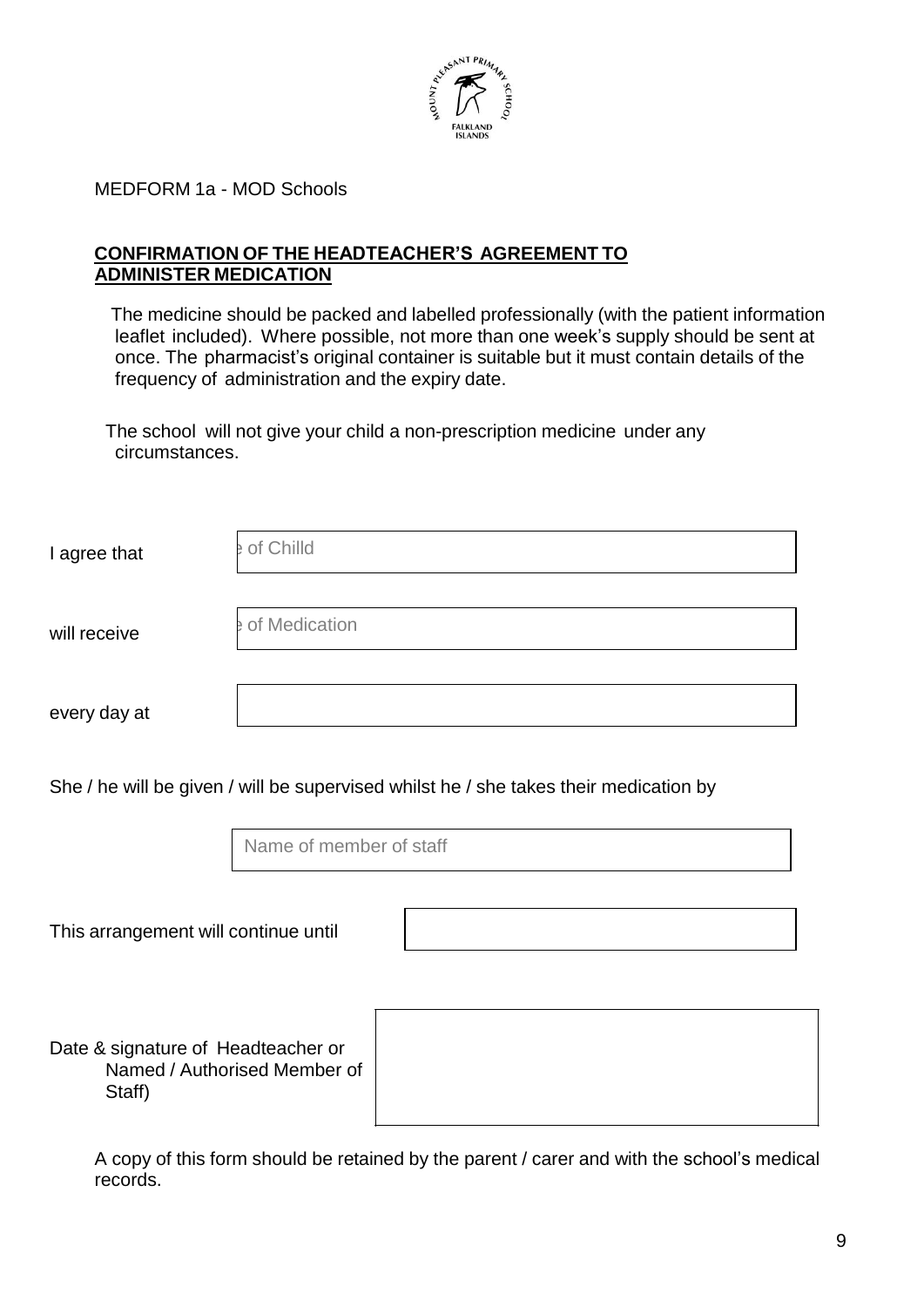MEDFORM 1a - MOD Schools

**CONFIRMATION OF THE HEADTEACHER'S AGREEMENT TO ADMINISTER MEDICATION**

The medicine should be packed and labelled professionally (with the patient information leaflet included). Where possible, not more than one week's supply should be sent at once. The pharmacist's original container is suitable but it must contain details of the frequency of administration and the expiry date.

The school will not give your child a non-prescription medicine under any circumstances.

I agree that | e of Chilld |

will receive | e of Medication |

every day at | |

She / he will be given / will be supervised whilst he / she takes their medication by

| Name of member of staff |

This arrangement will continue until | |

Date & signature of Headteacher or Named / Authorised Member of Staff) | |

A copy of this form should be retained by the parent / carer and with the school's medical records.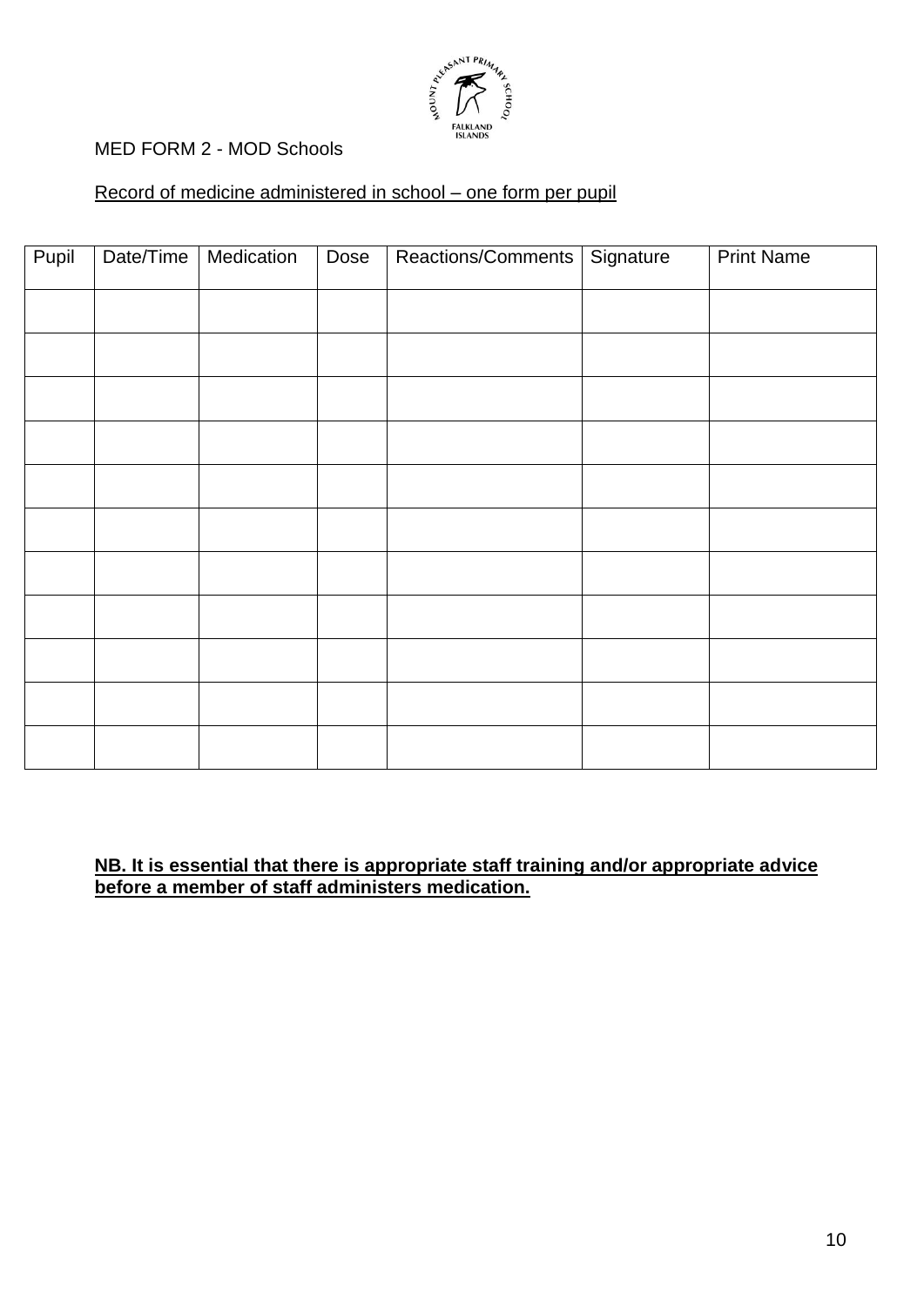MED FORM 2 - MOD Schools

Record of medicine administered in school – one form per pupil

| Pupil | Date/Time | Medication | Dose | Reactions/Comments | Signature | Print Name |
|---|---|---|---|---|---|---|
| | | | | | | |
| | | | | | | |
| | | | | | | |
| | | | | | | |
| | | | | | | |
| | | | | | | |
| | | | | | | |
| | | | | | | |
| | | | | | | |
| | | | | | | |
| | | | | | | |

**NB. It is essential that there is appropriate staff training and/or appropriate advice before a member of staff administers medication.**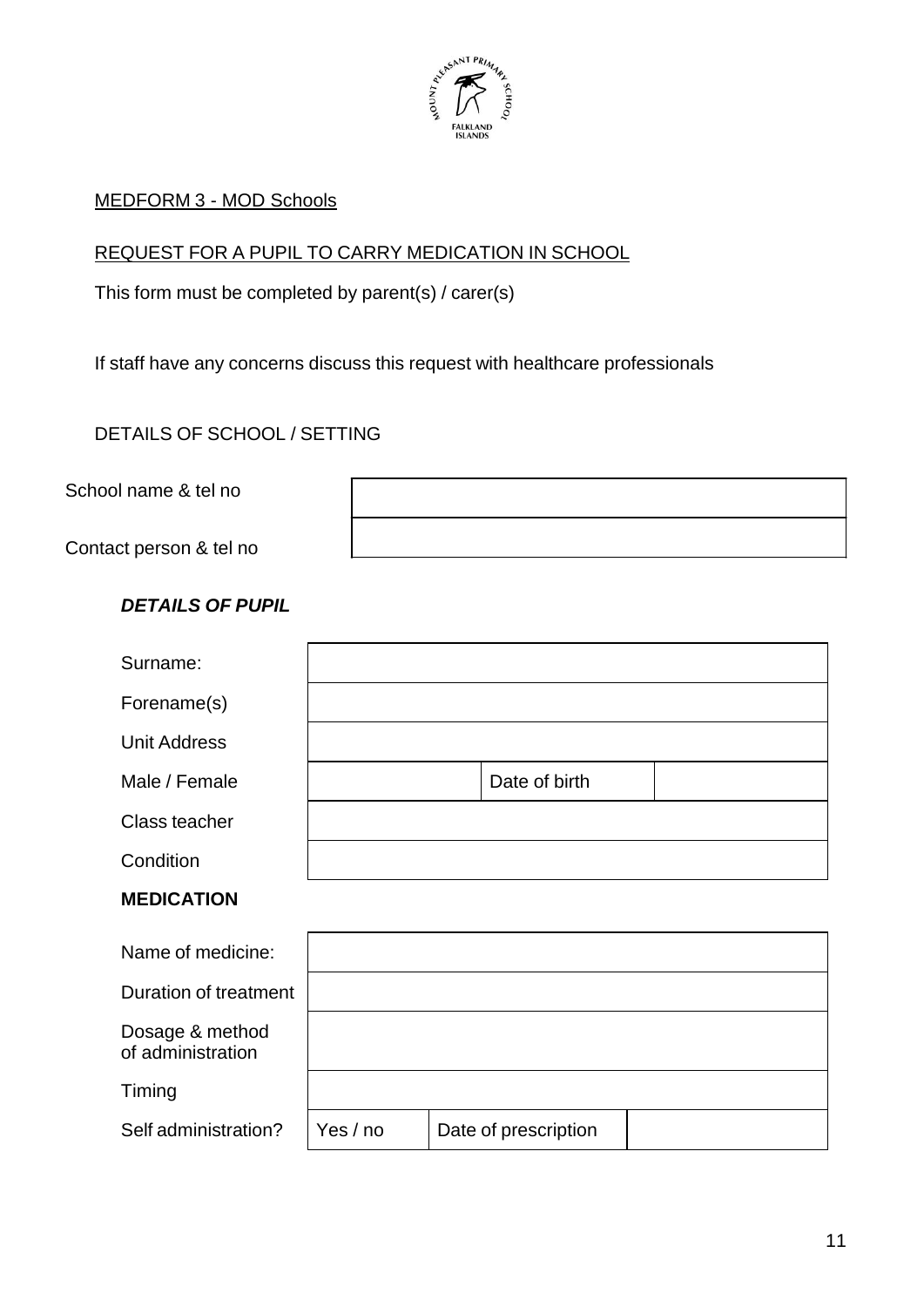MEDFORM 3 - MOD Schools

REQUEST FOR A PUPIL TO CARRY MEDICATION IN SCHOOL

This form must be completed by parent(s) / carer(s)

If staff have any concerns discuss this request with healthcare professionals

DETAILS OF SCHOOL / SETTING

| | |
|---|---|
| School name & tel no | |
| Contact person & tel no | |

***DETAILS OF PUPIL***

| | | | |
|---|---|---|---|
| Surname: | | | |
| Forename(s) | | | |
| Unit Address | | | |
| Male / Female | | Date of birth | |
| Class teacher | | | |
| Condition | | | |

**MEDICATION**

| | | | |
|---|---|---|---|
| Name of medicine: | | | |
| Duration of treatment | | | |
| Dosage & method of administration | | | |
| Timing | | | |
| Self administration? | Yes / no | Date of prescription | |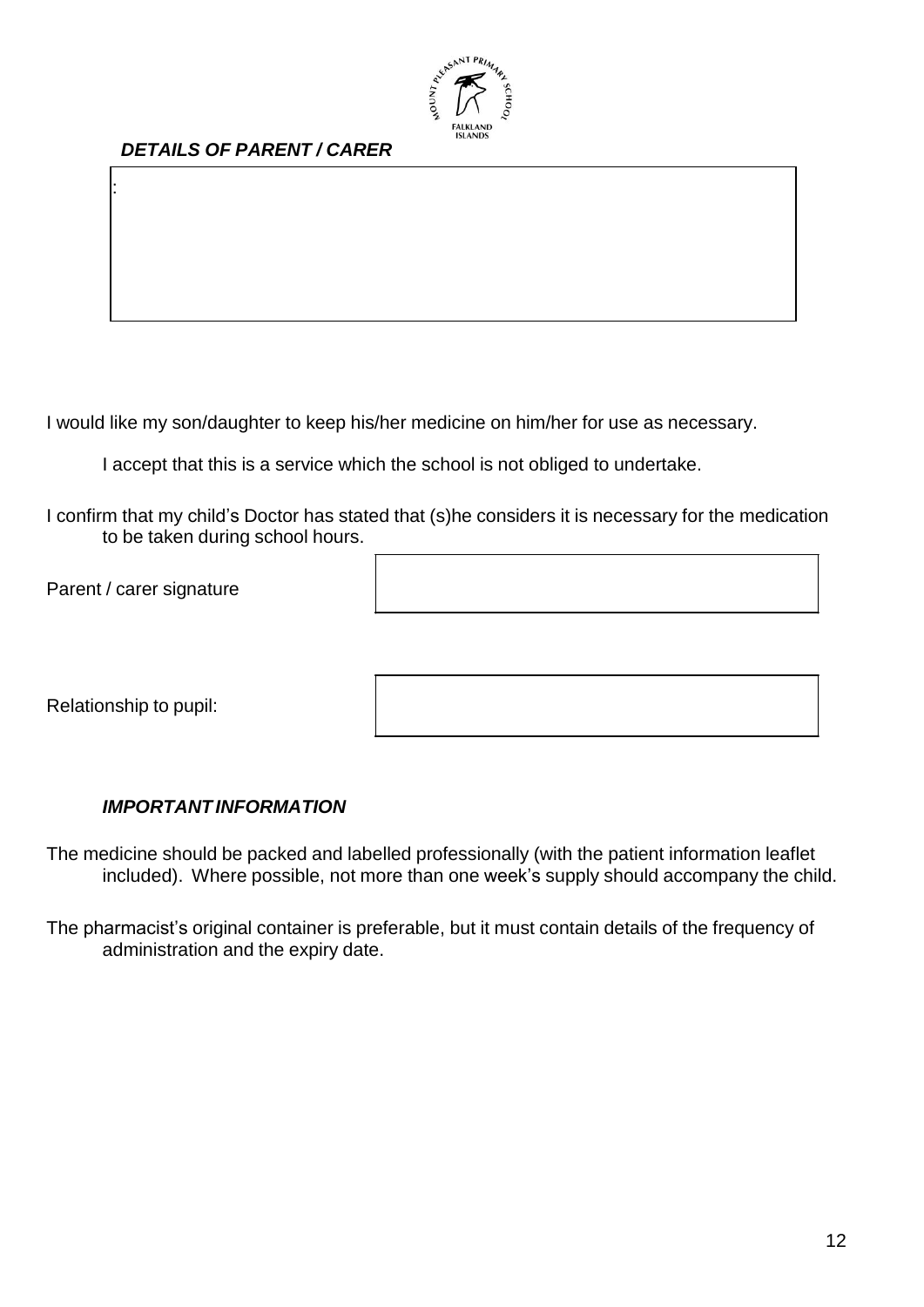***DETAILS OF PARENT / CARER***

:

I would like my son/daughter to keep his/her medicine on him/her for use as necessary.

I accept that this is a service which the school is not obliged to undertake.

I confirm that my child's Doctor has stated that (s)he considers it is necessary for the medication to be taken during school hours.

Parent / carer signature

Relationship to pupil:

***IMPORTANT INFORMATION***

The medicine should be packed and labelled professionally (with the patient information leaflet included). Where possible, not more than one week's supply should accompany the child.

The pharmacist's original container is preferable, but it must contain details of the frequency of administration and the expiry date.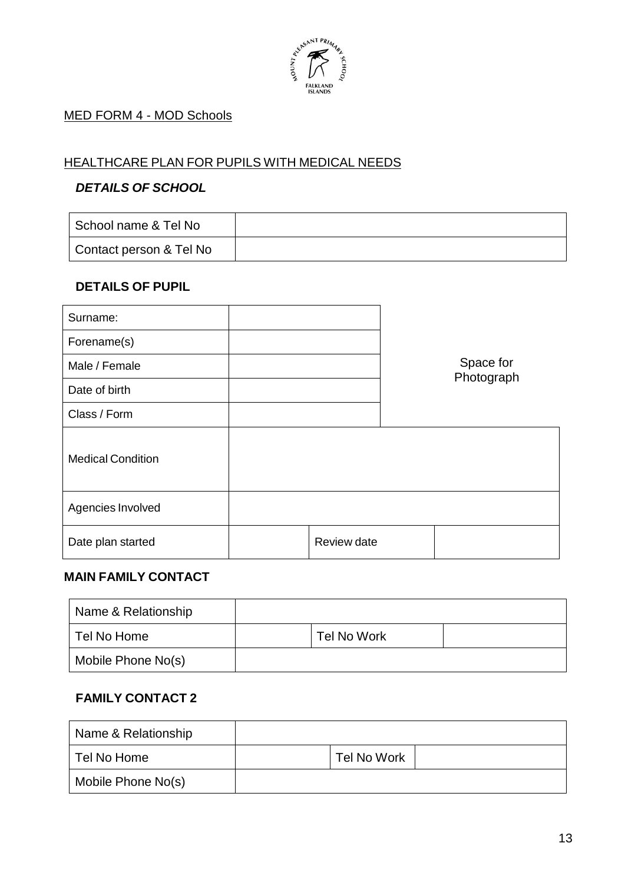MED FORM 4 - MOD Schools

HEALTHCARE PLAN FOR PUPILS WITH MEDICAL NEEDS

***DETAILS OF SCHOOL***

| School name & Tel No | |
|---|---|
| Contact person & Tel No | |

**DETAILS OF PUPIL**

| Surname: | | | Space for Photograph |
|---|---|---|---|
| Forename(s) | | | |
| Male / Female | | | |
| Date of birth | | | |
| Class / Form | | | |
| Medical Condition | | | |
| Agencies Involved | | | |
| Date plan started | | Review date | |

**MAIN FAMILY CONTACT**

| Name & Relationship | | | |
|---|---|---|---|
| Tel No Home | | Tel No Work | |
| Mobile Phone No(s) | | | |

**FAMILY CONTACT 2**

| Name & Relationship | | | |
|---|---|---|---|
| Tel No Home | | Tel No Work | |
| Mobile Phone No(s) | | | |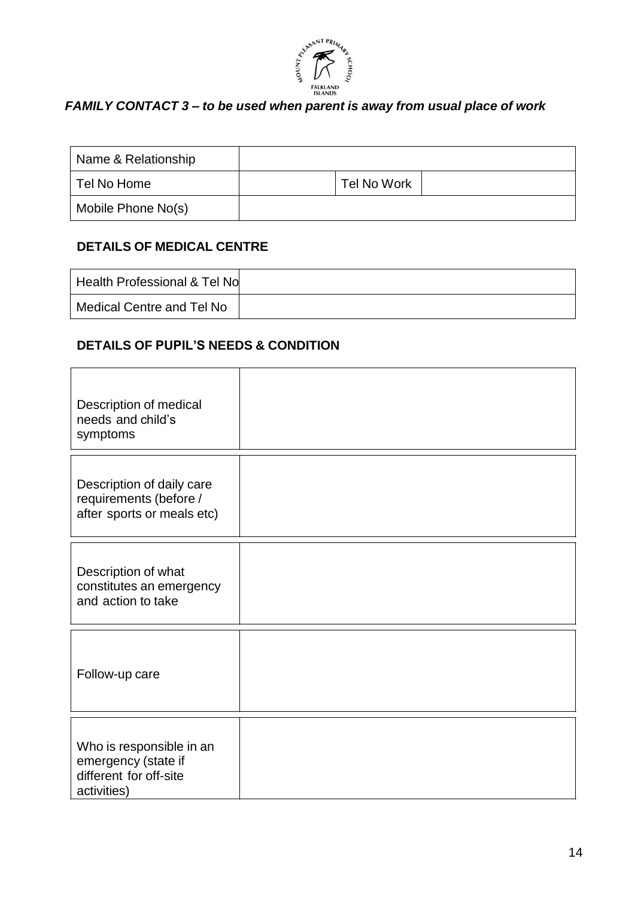***FAMILY CONTACT 3 – to be used when parent is away from usual place of work***

| Name & Relationship | | | |
|---|---|---|---|
| Tel No Home | | Tel No Work | |
| Mobile Phone No(s) | | | |

**DETAILS OF MEDICAL CENTRE**

| Health Professional & Tel No | |
|---|---|
| Medical Centre and Tel No | |

**DETAILS OF PUPIL'S NEEDS & CONDITION**

| Description of medical needs and child's symptoms | |
|---|---|

| Description of daily care requirements (before / after sports or meals etc) | |
|---|---|

| Description of what constitutes an emergency and action to take | |
|---|---|

| Follow-up care | |
|---|---|

| Who is responsible in an emergency (state if different for off-site activities) | |
|---|---|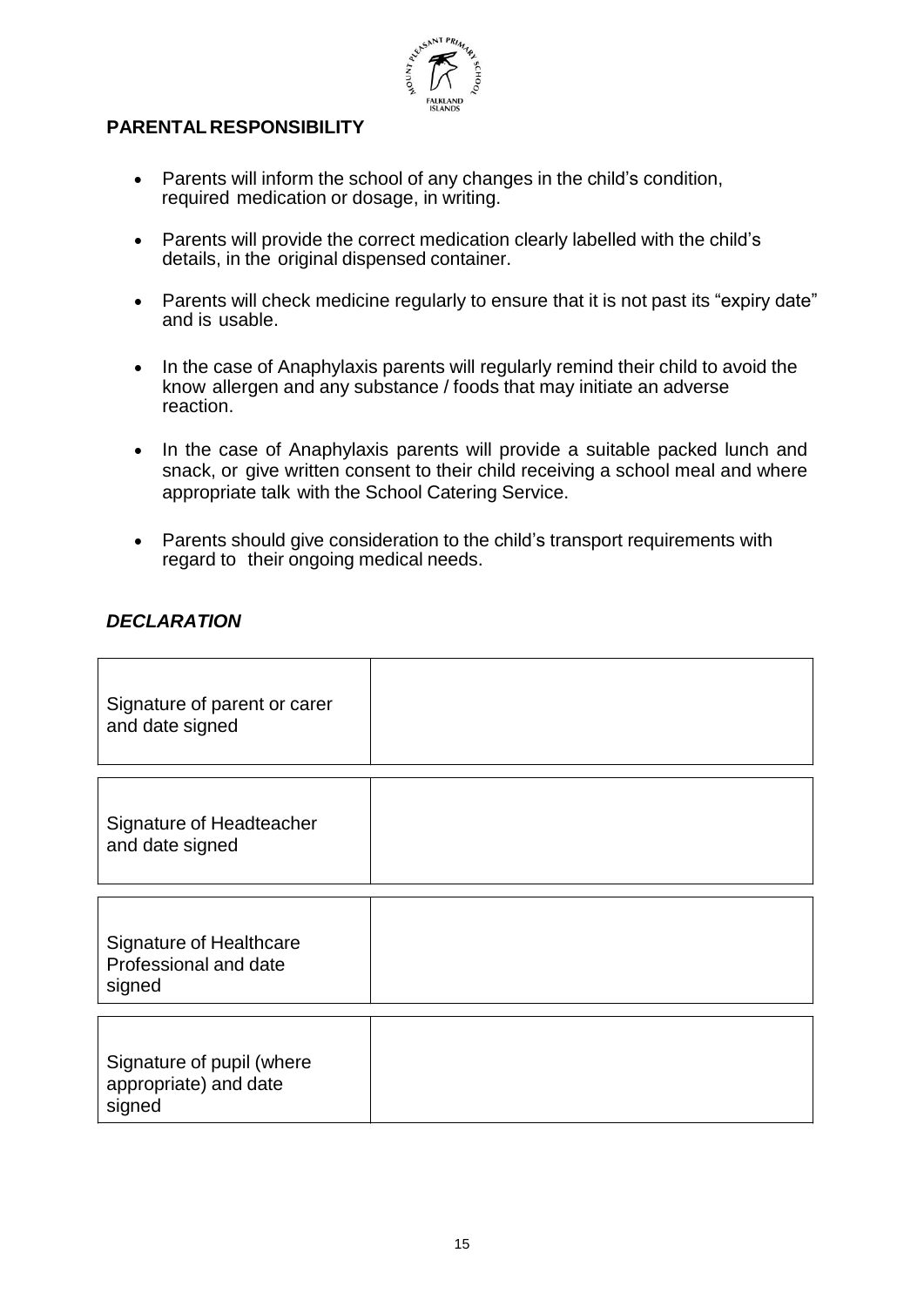## PARENTAL RESPONSIBILITY

- Parents will inform the school of any changes in the child's condition, required medication or dosage, in writing.
- Parents will provide the correct medication clearly labelled with the child's details, in the original dispensed container.
- Parents will check medicine regularly to ensure that it is not past its "expiry date" and is usable.
- In the case of Anaphylaxis parents will regularly remind their child to avoid the know allergen and any substance / foods that may initiate an adverse reaction.
- In the case of Anaphylaxis parents will provide a suitable packed lunch and snack, or give written consent to their child receiving a school meal and where appropriate talk with the School Catering Service.
- Parents should give consideration to the child's transport requirements with regard to their ongoing medical needs.

## *DECLARATION*

| | |
|---|---|
| Signature of parent or carer and date signed | |
| Signature of Headteacher and date signed | |
| Signature of Healthcare Professional and date signed | |
| Signature of pupil (where appropriate) and date signed | |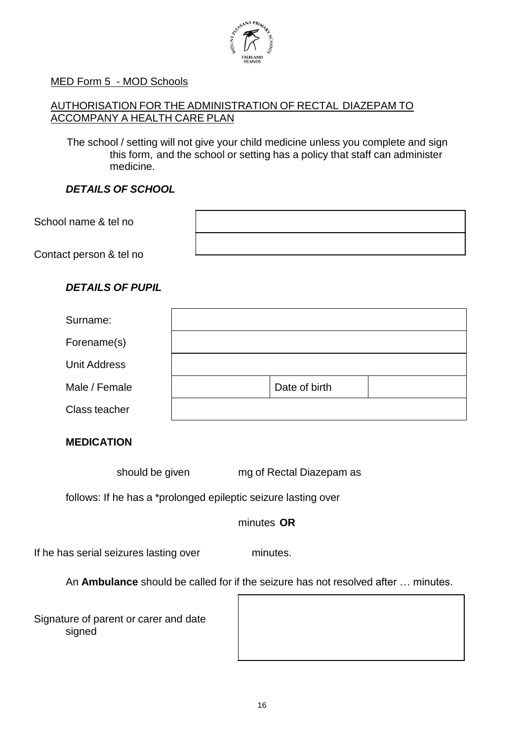MED Form 5 - MOD Schools

AUTHORISATION FOR THE ADMINISTRATION OF RECTAL DIAZEPAM TO ACCOMPANY A HEALTH CARE PLAN

The school / setting will not give your child medicine unless you complete and sign this form, and the school or setting has a policy that staff can administer medicine.

***DETAILS OF SCHOOL***

| | |
|---|---|
| School name & tel no | |
| Contact person & tel no | |

***DETAILS OF PUPIL***

| | | | |
|---|---|---|---|
| Surname: | | | |
| Forename(s) | | | |
| Unit Address | | | |
| Male / Female | | Date of birth | |
| Class teacher | | | |

**MEDICATION**

should be given mg of Rectal Diazepam as

follows: If he has a *prolonged epileptic seizure lasting over

minutes **OR**

If he has serial seizures lasting over minutes.

An **Ambulance** should be called for if the seizure has not resolved after … minutes.

| | |
|---|---|
| Signature of parent or carer and date signed | |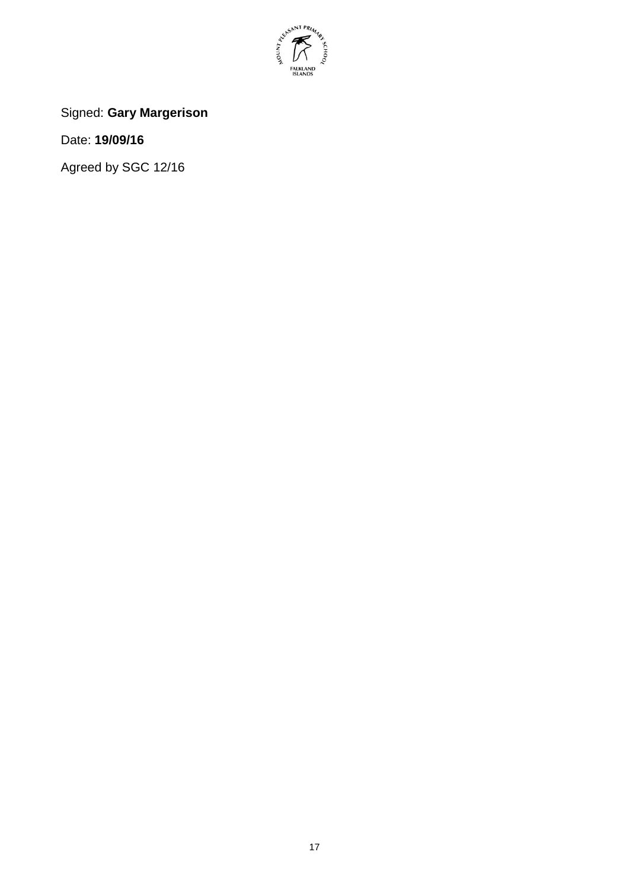Signed: **Gary Margerison**

Date: **19/09/16**

Agreed by SGC 12/16